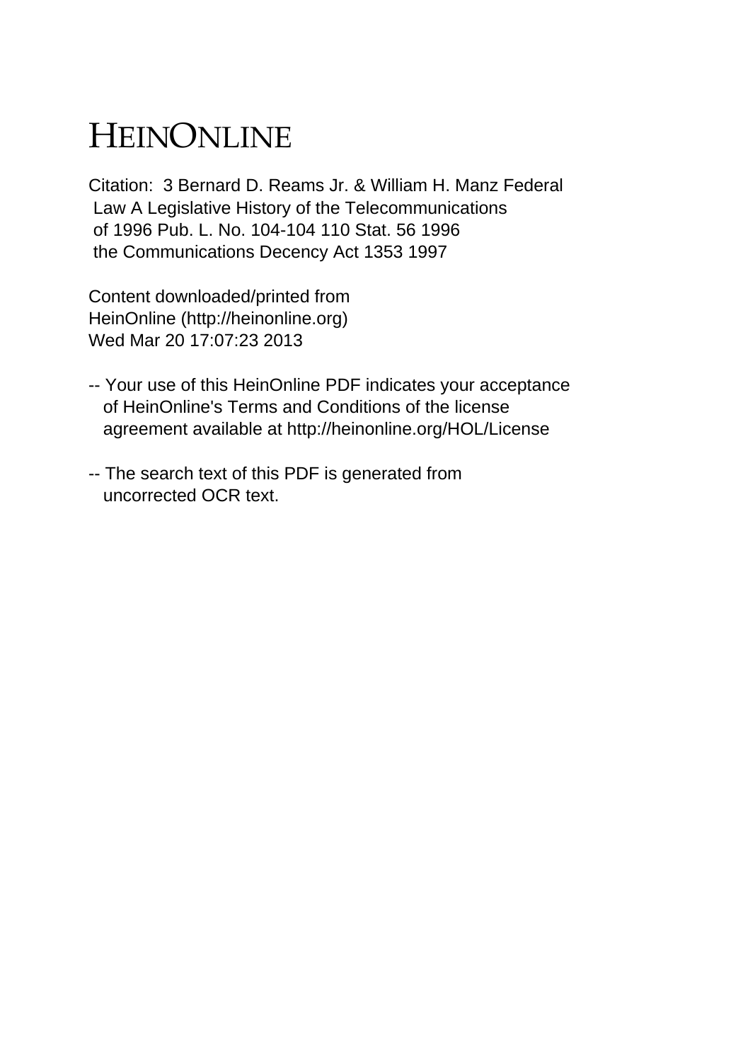# HEINONLINE

Citation: 3 Bernard D. Reams Jr. & William H. Manz Federal Law A Legislative History of the Telecommunications of 1996 Pub. L. No. 104-104 110 Stat. 56 1996 the Communications Decency Act 1353 1997

Content downloaded/printed from HeinOnline (http://heinonline.org) Wed Mar 20 17:07:23 2013

-- Your use of this HeinOnline PDF indicates your acceptance of HeinOnline's Terms and Conditions of the license agreement available at http://heinonline.org/HOL/License

-- The search text of this PDF is generated from uncorrected OCR text.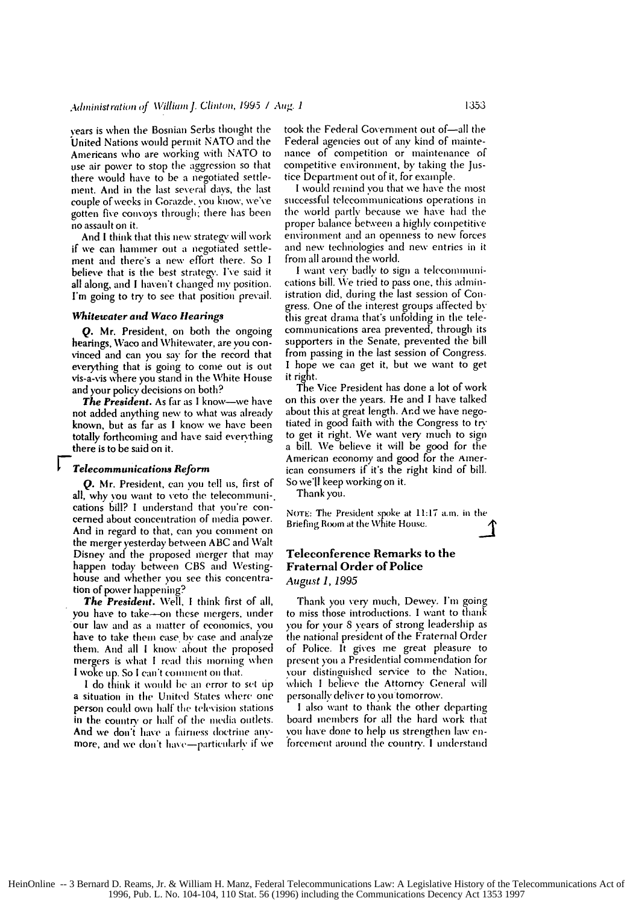years is when the Bosnian Serbs thought the United Nations would permit NATO and the Americans who are working with NATO to use air power to stop the aggression so that there would have to be a negotiated settlement. And in the last several days, the last couple of weeks in Gorazde, you know, we've gotten five convoys through; there has been no assault on it.

And I think that this new strategy will work if we can hammer out a negotiated settlement and there's a new effort there. So I believe that is the best strategy. I've said it all along, and I haven't changed my position. I'm going to try to see that position prevail.

### *Whitewater and Waco Hearings*

**Q.** Mr. President, on both the ongoing hearings, Waco and Whitewater, are you convinced and can you say for the record that everything that is going to come out is out vis-a-vis where you stand in the White House and your policy decisions on both?

***The President.*** As far as I know—we have not added anything new to what was already known, but as far as I know we have been totally forthcoming and have said everything there is to be said on it.

### *Telecommunications Reform*

**Q.** Mr. President, can you tell us, first of all, why you want to veto the telecommunications bill? I understand that you're concerned about concentration of media power. And in regard to that, can you comment on the merger yesterday between ABC and Walt Disney and the proposed merger that may happen today between CBS and Westinghouse and whether you see this concentration of power happening?

***The President.*** Well, I think first of all, you have to take—on these mergers, under our law and as a matter of economics, you have to take them case by case and analyze them. And all I know about the proposed mergers is what I read this morning when I woke up. So I can't comment on that.

I do think it would be an error to set up a situation in the United States where one person could own half the television stations in the country or half of the media outlets. And we don't have a fairness doctrine anymore, and we don't have—particularly if we took the Federal Government out of—all the Federal agencies out of any kind of maintenance of competition or maintenance of competitive environment, by taking the Justice Department out of it, for example.

I would remind you that we have the most successful telecommunications operations in the world partly because we have had the proper balance between a highly competitive environment and an openness to new forces and new technologies and new entries in it from all around the world.

I want very badly to sign a telecommunications bill. We tried to pass one, this administration did, during the last session of Congress. One of the interest groups affected by this great drama that's unfolding in the telecommunications area prevented, through its supporters in the Senate, prevented the bill from passing in the last session of Congress. I hope we can get it, but we want to get it right.

The Vice President has done a lot of work on this over the years. He and I have talked about this at great length. And we have negotiated in good faith with the Congress to try to get it right. We want very much to sign a bill. We believe it will be good for the American economy and good for the American consumers if it's the right kind of bill. So we'll keep working on it.

Thank you.

NOTE: The President spoke at 11:17 a.m. in the Briefing Room at the White House.

## Teleconference Remarks to the Fraternal Order of Police

*August 1, 1995*

Thank you very much, Dewey. I'm going to miss those introductions. I want to thank you for your 8 years of strong leadership as the national president of the Fraternal Order of Police. It gives me great pleasure to present you a Presidential commendation for your distinguished service to the Nation, which I believe the Attorney General will personally deliver to you tomorrow.

I also want to thank the other departing board members for all the hard work that you have done to help us strengthen law enforcement around the country. I understand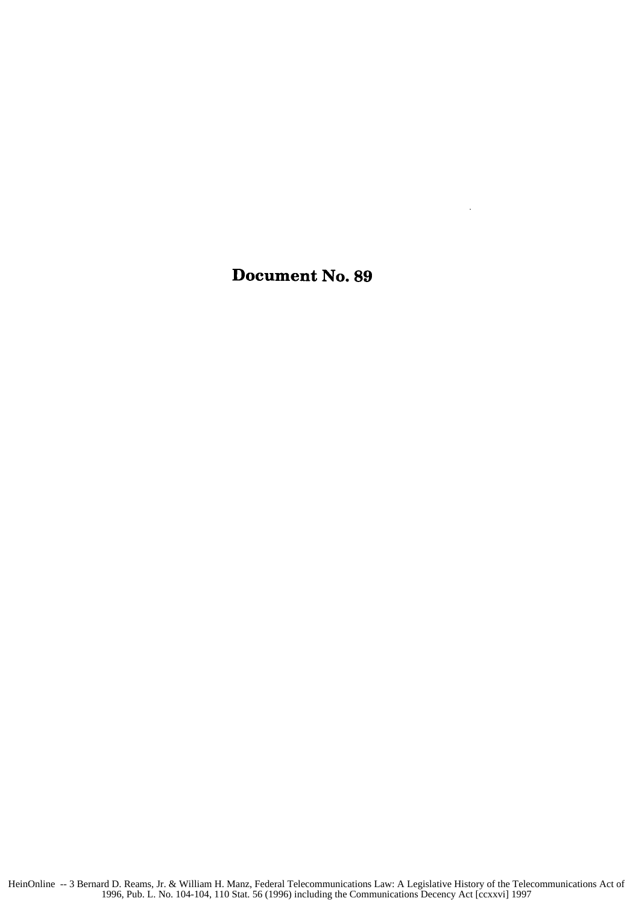# Document No. 89